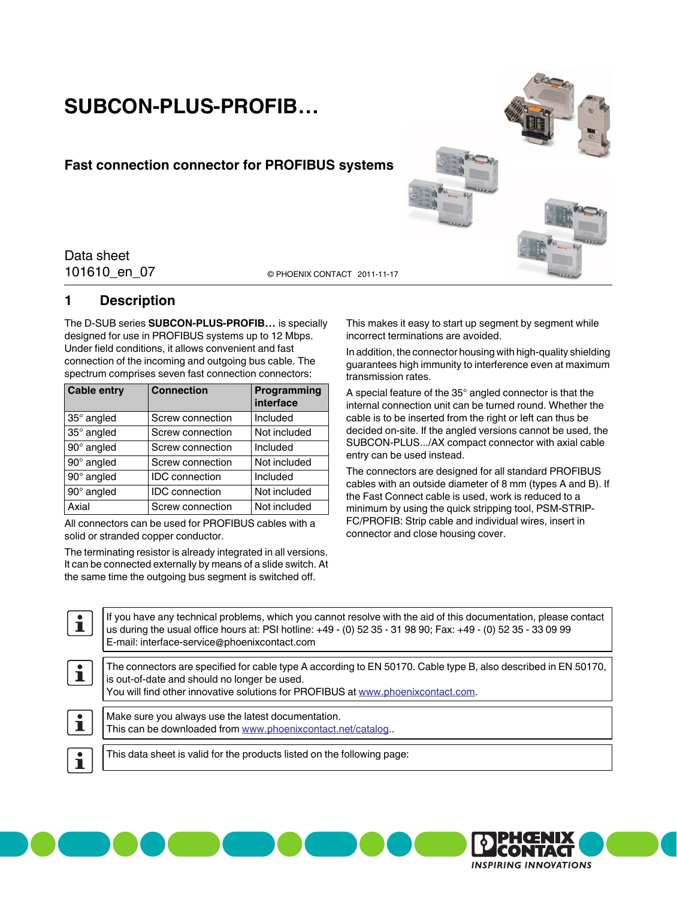# SUBCON-PLUS-PROFIB…

## Fast connection connector for PROFIBUS systems

Data sheet
101610_en_07

© PHOENIX CONTACT 2011-11-17

## 1 Description

The D-SUB series **SUBCON-PLUS-PROFIB…** is specially designed for use in PROFIBUS systems up to 12 Mbps. Under field conditions, it allows convenient and fast connection of the incoming and outgoing bus cable. The spectrum comprises seven fast connection connectors:

| Cable entry | Connection | Programming interface |
|---|---|---|
| 35° angled | Screw connection | Included |
| 35° angled | Screw connection | Not included |
| 90° angled | Screw connection | Included |
| 90° angled | Screw connection | Not included |
| 90° angled | IDC connection | Included |
| 90° angled | IDC connection | Not included |
| Axial | Screw connection | Not included |

All connectors can be used for PROFIBUS cables with a solid or stranded copper conductor.

The terminating resistor is already integrated in all versions. It can be connected externally by means of a slide switch. At the same time the outgoing bus segment is switched off.

This makes it easy to start up segment by segment while incorrect terminations are avoided.

In addition, the connector housing with high-quality shielding guarantees high immunity to interference even at maximum transmission rates.

A special feature of the 35° angled connector is that the internal connection unit can be turned round. Whether the cable is to be inserted from the right or left can thus be decided on-site. If the angled versions cannot be used, the SUBCON-PLUS.../AX compact connector with axial cable entry can be used instead.

The connectors are designed for all standard PROFIBUS cables with an outside diameter of 8 mm (types A and B). If the Fast Connect cable is used, work is reduced to a minimum by using the quick stripping tool, PSM-STRIP-FC/PROFIB: Strip cable and individual wires, insert in connector and close housing cover.

> If you have any technical problems, which you cannot resolve with the aid of this documentation, please contact us during the usual office hours at: PSI hotline: +49 - (0) 52 35 - 31 98 90; Fax: +49 - (0) 52 35 - 33 09 99
> E-mail: interface-service@phoenixcontact.com

> The connectors are specified for cable type A according to EN 50170. Cable type B, also described in EN 50170, is out-of-date and should no longer be used.
> You will find other innovative solutions for PROFIBUS at www.phoenixcontact.com.

> Make sure you always use the latest documentation.
> This can be downloaded from www.phoenixcontact.net/catalog..

> This data sheet is valid for the products listed on the following page:

PHOENIX CONTACT
INSPIRING INNOVATIONS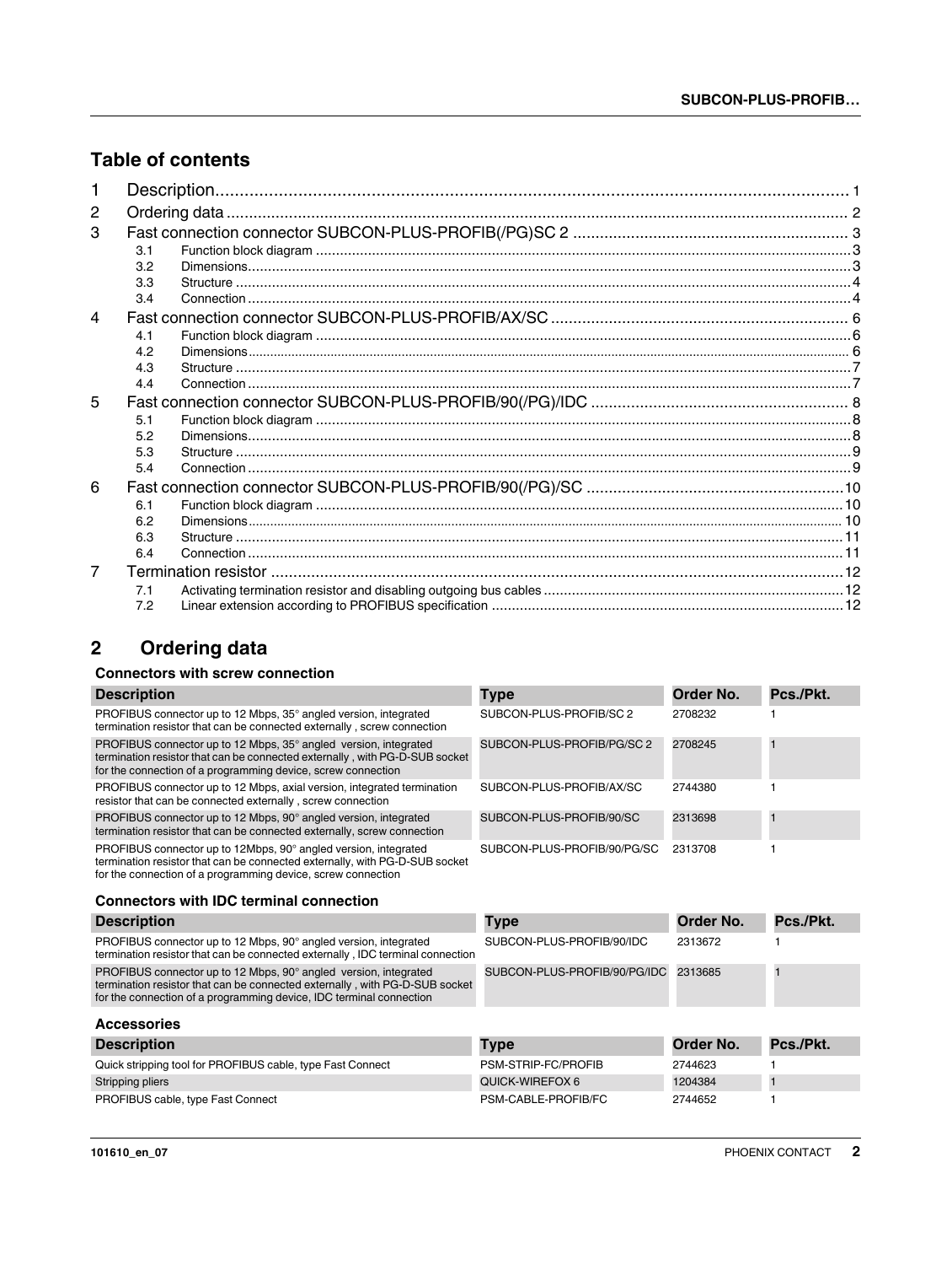## Table of contents

1 Description....................................................................................................................................... 1
2 Ordering data .................................................................................................................................. 2
3 Fast connection connector SUBCON-PLUS-PROFIB(/PG)SC 2 ............................................................. 3
 3.1 Function block diagram ....................................................................................................................3
 3.2 Dimensions......................................................................................................................................3
 3.3 Structure .........................................................................................................................................4
 3.4 Connection ......................................................................................................................................4
4 Fast connection connector SUBCON-PLUS-PROFIB/AX/SC .................................................................. 6
 4.1 Function block diagram ....................................................................................................................6
 4.2 Dimensions...................................................................................................................................... 6
 4.3 Structure .........................................................................................................................................7
 4.4 Connection ......................................................................................................................................7
5 Fast connection connector SUBCON-PLUS-PROFIB/90(/PG)/IDC .......................................................... 8
 5.1 Function block diagram ....................................................................................................................8
 5.2 Dimensions......................................................................................................................................8
 5.3 Structure .........................................................................................................................................9
 5.4 Connection ......................................................................................................................................9
6 Fast connection connector SUBCON-PLUS-PROFIB/90(/PG)/SC .........................................................10
 6.1 Function block diagram ..................................................................................................................10
 6.2 Dimensions.................................................................................................................................... 10
 6.3 Structure .......................................................................................................................................11
 6.4 Connection ....................................................................................................................................11
7 Termination resistor ..........................................................................................................................12
 7.1 Activating termination resistor and disabling outgoing bus cables ..........................................................12
 7.2 Linear extension according to PROFIBUS specification .......................................................................12

## 2 Ordering data

**Connectors with screw connection**

| Description | Type | Order No. | Pcs./Pkt. |
|---|---|---|---|
| PROFIBUS connector up to 12 Mbps, 35° angled version, integrated termination resistor that can be connected externally , screw connection | SUBCON-PLUS-PROFIB/SC 2 | 2708232 | 1 |
| PROFIBUS connector up to 12 Mbps, 35° angled version, integrated termination resistor that can be connected externally , with PG-D-SUB socket for the connection of a programming device, screw connection | SUBCON-PLUS-PROFIB/PG/SC 2 | 2708245 | 1 |
| PROFIBUS connector up to 12 Mbps, axial version, integrated termination resistor that can be connected externally , screw connection | SUBCON-PLUS-PROFIB/AX/SC | 2744380 | 1 |
| PROFIBUS connector up to 12 Mbps, 90° angled version, integrated termination resistor that can be connected externally, screw connection | SUBCON-PLUS-PROFIB/90/SC | 2313698 | 1 |
| PROFIBUS connector up to 12Mbps, 90° angled version, integrated termination resistor that can be connected externally, with PG-D-SUB socket for the connection of a programming device, screw connection | SUBCON-PLUS-PROFIB/90/PG/SC | 2313708 | 1 |

**Connectors with IDC terminal connection**

| Description | Type | Order No. | Pcs./Pkt. |
|---|---|---|---|
| PROFIBUS connector up to 12 Mbps, 90° angled version, integrated termination resistor that can be connected externally , IDC terminal connection | SUBCON-PLUS-PROFIB/90/IDC | 2313672 | 1 |
| PROFIBUS connector up to 12 Mbps, 90° angled version, integrated termination resistor that can be connected externally , with PG-D-SUB socket for the connection of a programming device, IDC terminal connection | SUBCON-PLUS-PROFIB/90/PG/IDC | 2313685 | 1 |

**Accessories**

| Description | Type | Order No. | Pcs./Pkt. |
|---|---|---|---|
| Quick stripping tool for PROFIBUS cable, type Fast Connect | PSM-STRIP-FC/PROFIB | 2744623 | 1 |
| Stripping pliers | QUICK-WIREFOX 6 | 1204384 | 1 |
| PROFIBUS cable, type Fast Connect | PSM-CABLE-PROFIB/FC | 2744652 | 1 |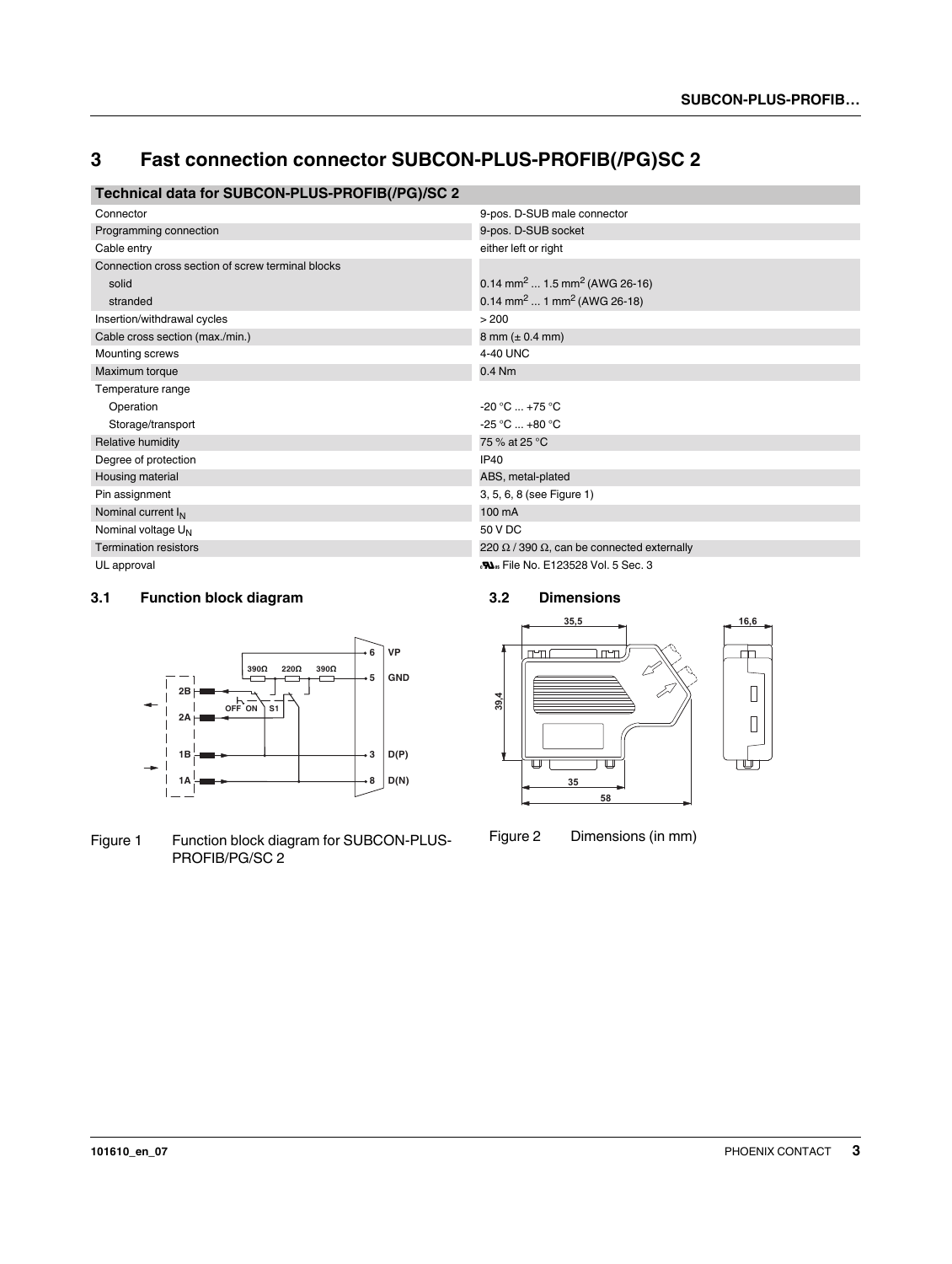# 3 Fast connection connector SUBCON-PLUS-PROFIB(/PG)SC 2

| Technical data for SUBCON-PLUS-PROFIB(/PG)/SC 2 | |
|---|---|
| Connector | 9-pos. D-SUB male connector |
| Programming connection | 9-pos. D-SUB socket |
| Cable entry | either left or right |
| Connection cross section of screw terminal blocks | |
| solid | 0.14 mm$^2$ ... 1.5 mm$^2$ (AWG 26-16) |
| stranded | 0.14 mm$^2$ ... 1 mm$^2$ (AWG 26-18) |
| Insertion/withdrawal cycles | > 200 |
| Cable cross section (max./min.) | 8 mm (± 0.4 mm) |
| Mounting screws | 4-40 UNC |
| Maximum torque | 0.4 Nm |
| Temperature range | |
| Operation | -20 °C ... +75 °C |
| Storage/transport | -25 °C ... +80 °C |
| Relative humidity | 75 % at 25 °C |
| Degree of protection | IP40 |
| Housing material | ABS, metal-plated |
| Pin assignment | 3, 5, 6, 8 (see Figure 1) |
| Nominal current $I_N$ | 100 mA |
| Nominal voltage $U_N$ | 50 V DC |
| Termination resistors | 220 Ω / 390 Ω, can be connected externally |
| UL approval | cULus File No. E123528 Vol. 5 Sec. 3 |

## 3.1 Function block diagram

Figure 1 Function block diagram for SUBCON-PLUS-PROFIB/PG/SC 2

## 3.2 Dimensions

Figure 2 Dimensions (in mm)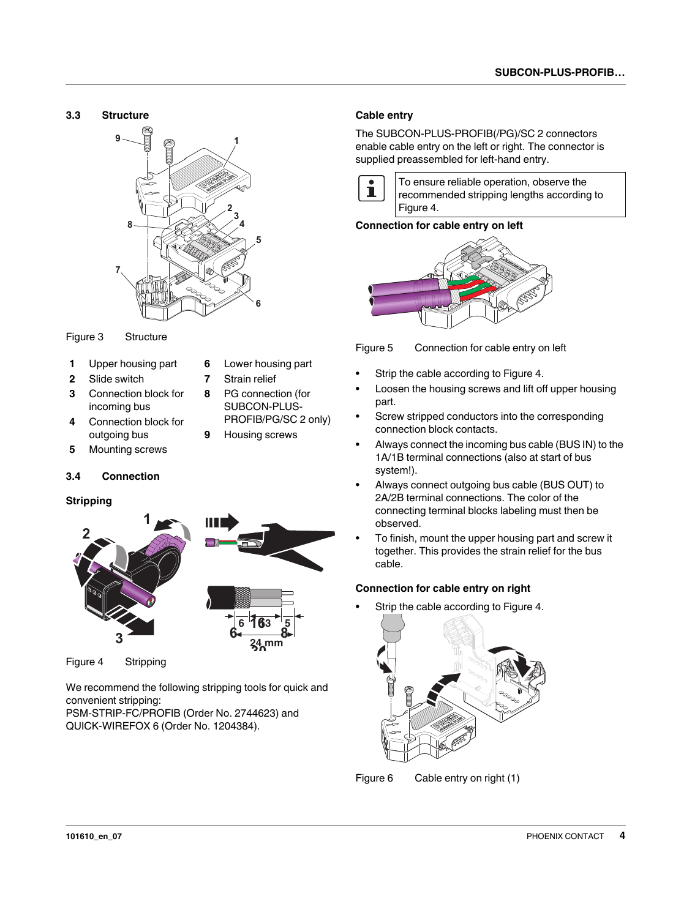### 3.3 Structure

Figure 3 Structure

1 Upper housing part
2 Slide switch
3 Connection block for incoming bus
4 Connection block for outgoing bus
5 Mounting screws
6 Lower housing part
7 Strain relief
8 PG connection (for SUBCON-PLUS-PROFIB/PG/SC 2 only)
9 Housing screws

### 3.4 Connection

**Stripping**

Figure 4 Stripping

We recommend the following stripping tools for quick and convenient stripping:
PSM-STRIP-FC/PROFIB (Order No. 2744623) and QUICK-WIREFOX 6 (Order No. 1204384).

**Cable entry**

The SUBCON-PLUS-PROFIB(/PG)/SC 2 connectors enable cable entry on the left or right. The connector is supplied preassembled for left-hand entry.

To ensure reliable operation, observe the recommended stripping lengths according to Figure 4.

**Connection for cable entry on left**

Figure 5 Connection for cable entry on left

- Strip the cable according to Figure 4.
- Loosen the housing screws and lift off upper housing part.
- Screw stripped conductors into the corresponding connection block contacts.
- Always connect the incoming bus cable (BUS IN) to the 1A/1B terminal connections (also at start of bus system!).
- Always connect outgoing bus cable (BUS OUT) to 2A/2B terminal connections. The color of the connecting terminal blocks labeling must then be observed.
- To finish, mount the upper housing part and screw it together. This provides the strain relief for the bus cable.

**Connection for cable entry on right**

- Strip the cable according to Figure 4.

Figure 6 Cable entry on right (1)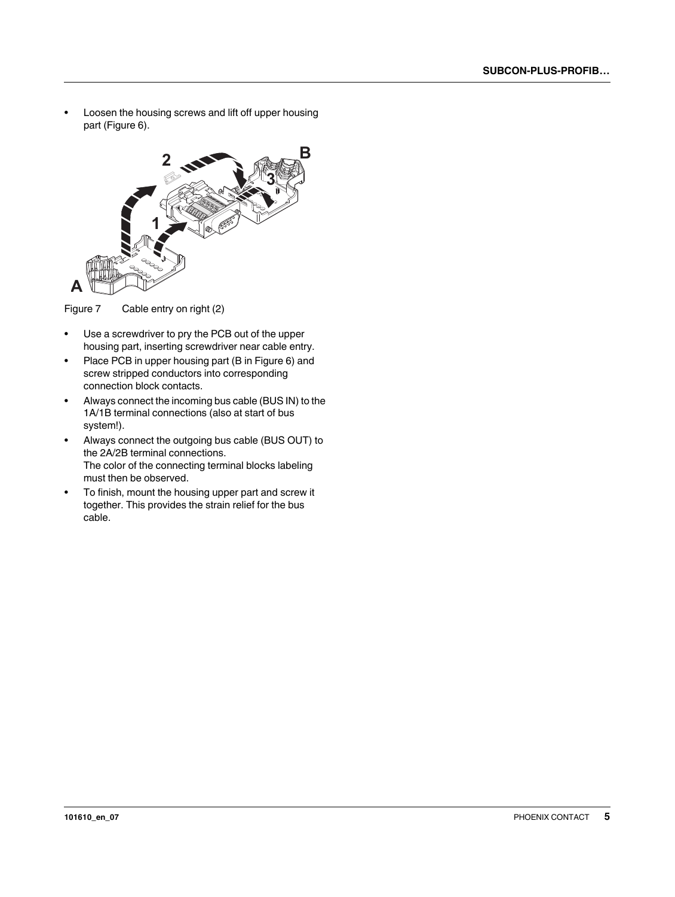- Loosen the housing screws and lift off upper housing part (Figure 6).

Figure 7 Cable entry on right (2)

- Use a screwdriver to pry the PCB out of the upper housing part, inserting screwdriver near cable entry.
- Place PCB in upper housing part (B in Figure 6) and screw stripped conductors into corresponding connection block contacts.
- Always connect the incoming bus cable (BUS IN) to the 1A/1B terminal connections (also at start of bus system!).
- Always connect the outgoing bus cable (BUS OUT) to the 2A/2B terminal connections.
  The color of the connecting terminal blocks labeling must then be observed.
- To finish, mount the housing upper part and screw it together. This provides the strain relief for the bus cable.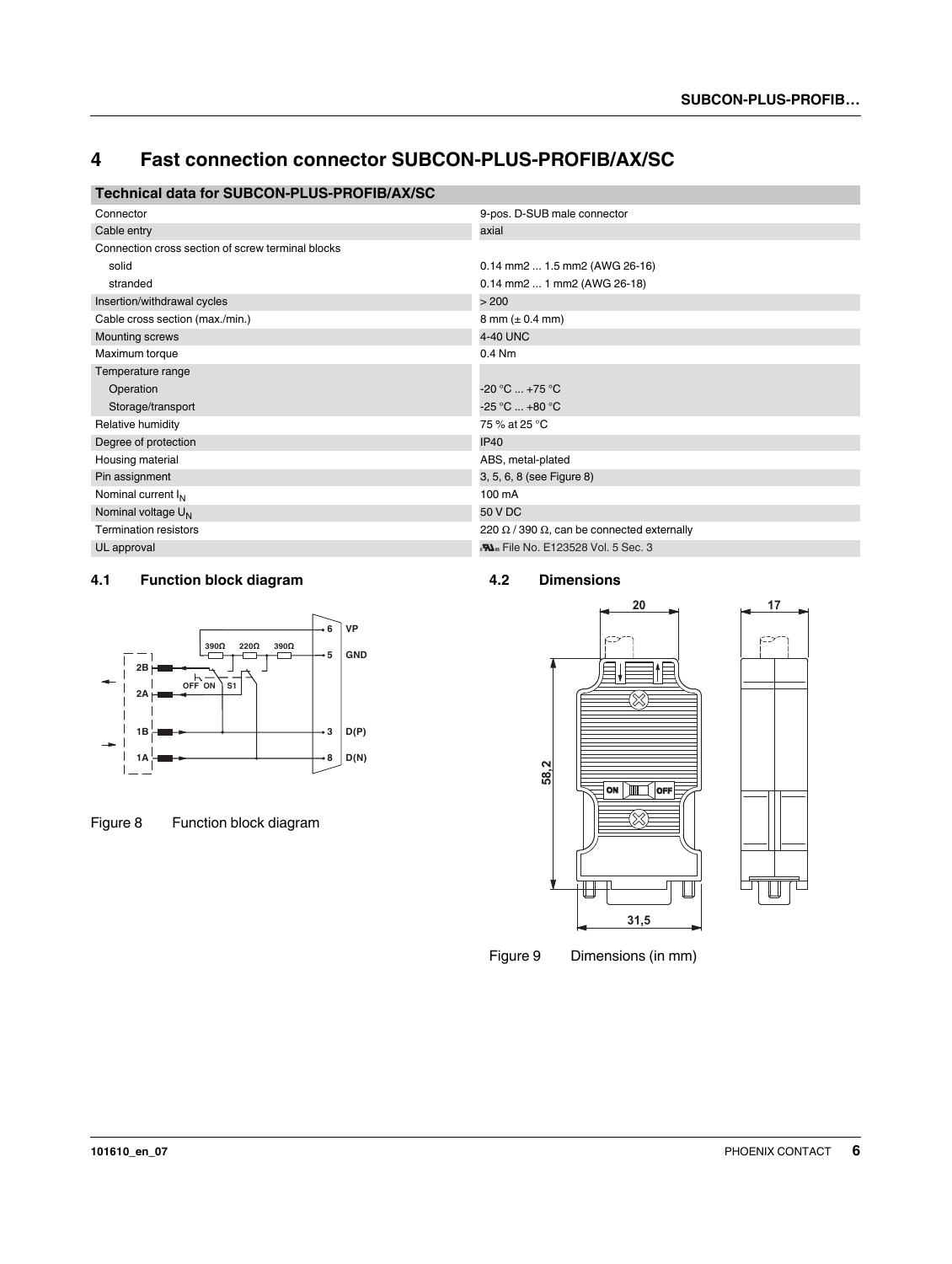# 4 Fast connection connector SUBCON-PLUS-PROFIB/AX/SC

| Technical data for SUBCON-PLUS-PROFIB/AX/SC | |
|---|---|
| Connector | 9-pos. D-SUB male connector |
| Cable entry | axial |
| Connection cross section of screw terminal blocks | |
| solid | 0.14 mm2 ... 1.5 mm2 (AWG 26-16) |
| stranded | 0.14 mm2 ... 1 mm2 (AWG 26-18) |
| Insertion/withdrawal cycles | > 200 |
| Cable cross section (max./min.) | 8 mm (± 0.4 mm) |
| Mounting screws | 4-40 UNC |
| Maximum torque | 0.4 Nm |
| Temperature range | |
| Operation | -20 °C ... +75 °C |
| Storage/transport | -25 °C ... +80 °C |
| Relative humidity | 75 % at 25 °C |
| Degree of protection | IP40 |
| Housing material | ABS, metal-plated |
| Pin assignment | 3, 5, 6, 8 (see Figure 8) |
| Nominal current $I_N$ | 100 mA |
| Nominal voltage $U_N$ | 50 V DC |
| Termination resistors | 220 Ω / 390 Ω, can be connected externally |
| UL approval | File No. E123528 Vol. 5 Sec. 3 |

## 4.1 Function block diagram

Figure 8 Function block diagram

## 4.2 Dimensions

Figure 9 Dimensions (in mm)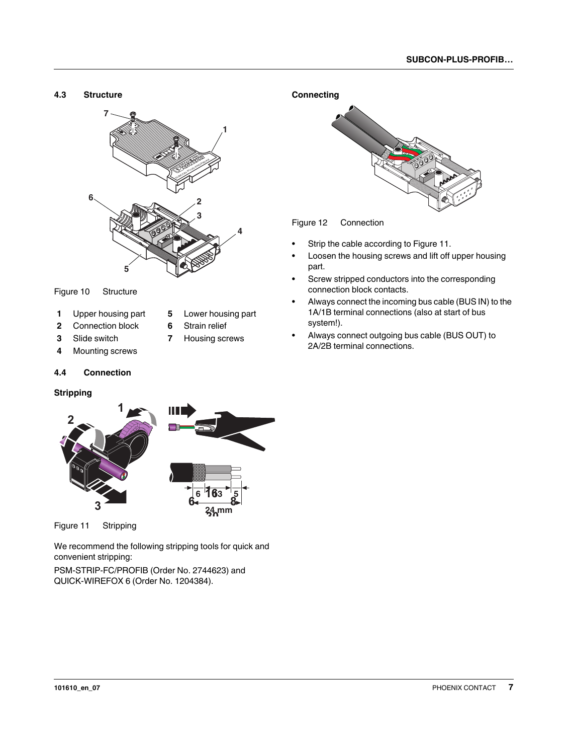## 4.3 Structure

Figure 10 Structure

| | | | |
|---|---|---|---|
| **1** | Upper housing part | **5** | Lower housing part |
| **2** | Connection block | **6** | Strain relief |
| **3** | Slide switch | **7** | Housing screws |
| **4** | Mounting screws | | |

## 4.4 Connection

### Stripping

Figure 11 Stripping

We recommend the following stripping tools for quick and convenient stripping:

PSM-STRIP-FC/PROFIB (Order No. 2744623) and QUICK-WIREFOX 6 (Order No. 1204384).

### Connecting

Figure 12 Connection

- Strip the cable according to Figure 11.
- Loosen the housing screws and lift off upper housing part.
- Screw stripped conductors into the corresponding connection block contacts.
- Always connect the incoming bus cable (BUS IN) to the 1A/1B terminal connections (also at start of bus system!).
- Always connect outgoing bus cable (BUS OUT) to 2A/2B terminal connections.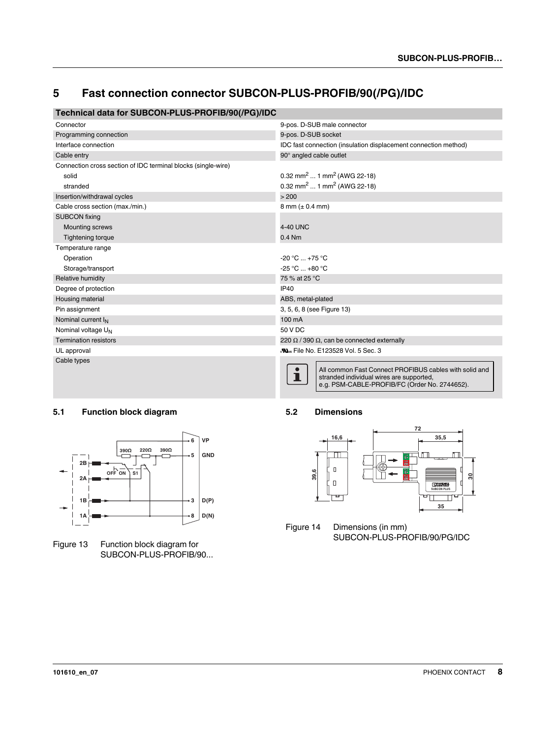# 5 Fast connection connector SUBCON-PLUS-PROFIB/90(/PG)/IDC

| Technical data for SUBCON-PLUS-PROFIB/90(/PG)/IDC | |
|---|---|
| Connector | 9-pos. D-SUB male connector |
| Programming connection | 9-pos. D-SUB socket |
| Interface connection | IDC fast connection (insulation displacement connection method) |
| Cable entry | 90° angled cable outlet |
| Connection cross section of IDC terminal blocks (single-wire) | |
| solid | 0.32 $mm^2$ ... 1 $mm^2$ (AWG 22-18) |
| stranded | 0.32 $mm^2$ ... 1 $mm^2$ (AWG 22-18) |
| Insertion/withdrawal cycles | > 200 |
| Cable cross section (max./min.) | 8 mm (± 0.4 mm) |
| SUBCON fixing | |
| Mounting screws | 4-40 UNC |
| Tightening torque | 0.4 Nm |
| Temperature range | |
| Operation | -20 °C ... +75 °C |
| Storage/transport | -25 °C ... +80 °C |
| Relative humidity | 75 % at 25 °C |
| Degree of protection | IP40 |
| Housing material | ABS, metal-plated |
| Pin assignment | 3, 5, 6, 8 (see Figure 13) |
| Nominal current $I_N$ | 100 mA |
| Nominal voltage $U_N$ | 50 V DC |
| Termination resistors | 220 Ω / 390 Ω, can be connected externally |
| UL approval | cULus File No. E123528 Vol. 5 Sec. 3 |
| Cable types | All common Fast Connect PROFIBUS cables with solid and stranded individual wires are supported, e.g. PSM-CABLE-PROFIB/FC (Order No. 2744652). |

## 5.1 Function block diagram

Figure 13 Function block diagram for SUBCON-PLUS-PROFIB/90...

## 5.2 Dimensions

Figure 14 Dimensions (in mm) SUBCON-PLUS-PROFIB/90/PG/IDC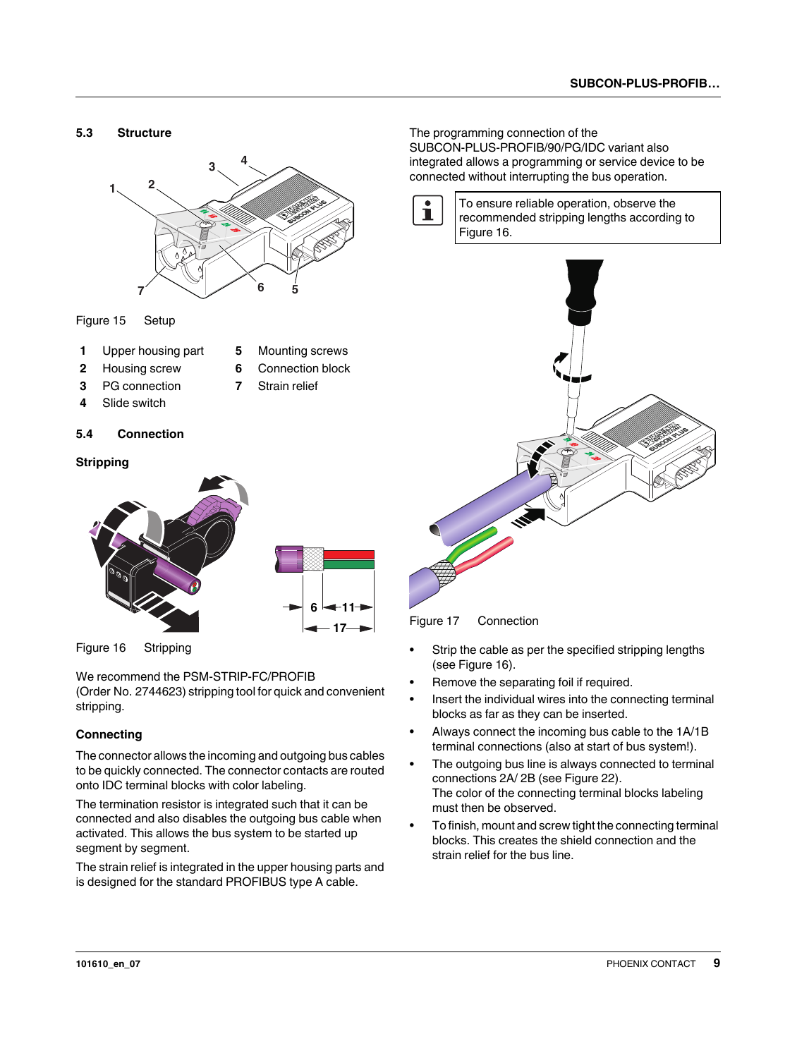## 5.3 Structure

Figure 15 Setup

| | | | |
|---|---|---|---|
| **1** | Upper housing part | **5** | Mounting screws |
| **2** | Housing screw | **6** | Connection block |
| **3** | PG connection | **7** | Strain relief |
| **4** | Slide switch | | |

## 5.4 Connection

### Stripping

Figure 16 Stripping

We recommend the PSM-STRIP-FC/PROFIB (Order No. 2744623) stripping tool for quick and convenient stripping.

### Connecting

The connector allows the incoming and outgoing bus cables to be quickly connected. The connector contacts are routed onto IDC terminal blocks with color labeling.

The termination resistor is integrated such that it can be connected and also disables the outgoing bus cable when activated. This allows the bus system to be started up segment by segment.

The strain relief is integrated in the upper housing parts and is designed for the standard PROFIBUS type A cable.

The programming connection of the SUBCON-PLUS-PROFIB/90/PG/IDC variant also integrated allows a programming or service device to be connected without interrupting the bus operation.

> To ensure reliable operation, observe the recommended stripping lengths according to Figure 16.

Figure 17 Connection

- Strip the cable as per the specified stripping lengths (see Figure 16).
- Remove the separating foil if required.
- Insert the individual wires into the connecting terminal blocks as far as they can be inserted.
- Always connect the incoming bus cable to the 1A/1B terminal connections (also at start of bus system!).
- The outgoing bus line is always connected to terminal connections 2A/ 2B (see Figure 22).
  The color of the connecting terminal blocks labeling must then be observed.
- To finish, mount and screw tight the connecting terminal blocks. This creates the shield connection and the strain relief for the bus line.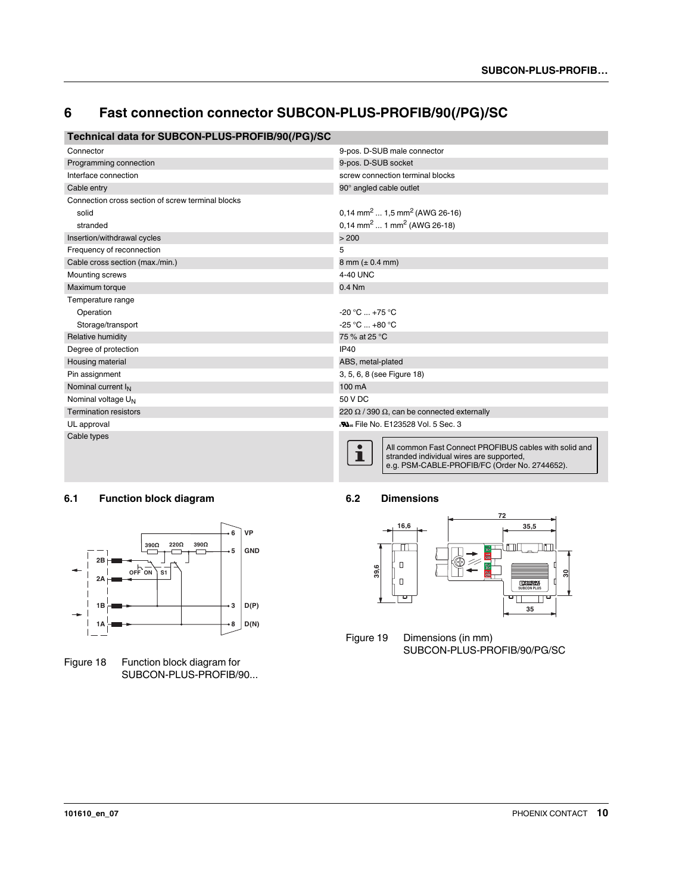# 6 Fast connection connector SUBCON-PLUS-PROFIB/90(/PG)/SC

| Technical data for SUBCON-PLUS-PROFIB/90(/PG)/SC | |
|---|---|
| Connector | 9-pos. D-SUB male connector |
| Programming connection | 9-pos. D-SUB socket |
| Interface connection | screw connection terminal blocks |
| Cable entry | 90° angled cable outlet |
| Connection cross section of screw terminal blocks | |
| solid | 0,14 $mm^2$ ... 1,5 $mm^2$ (AWG 26-16) |
| stranded | 0,14 $mm^2$ ... 1 $mm^2$ (AWG 26-18) |
| Insertion/withdrawal cycles | > 200 |
| Frequency of reconnection | 5 |
| Cable cross section (max./min.) | 8 mm (± 0.4 mm) |
| Mounting screws | 4-40 UNC |
| Maximum torque | 0.4 Nm |
| Temperature range | |
| Operation | -20 °C ... +75 °C |
| Storage/transport | -25 °C ... +80 °C |
| Relative humidity | 75 % at 25 °C |
| Degree of protection | IP40 |
| Housing material | ABS, metal-plated |
| Pin assignment | 3, 5, 6, 8 (see Figure 18) |
| Nominal current $I_N$ | 100 mA |
| Nominal voltage $U_N$ | 50 V DC |
| Termination resistors | 220 Ω / 390 Ω, can be connected externally |
| UL approval | cULus File No. E123528 Vol. 5 Sec. 3 |
| Cable types | All common Fast Connect PROFIBUS cables with solid and stranded individual wires are supported, e.g. PSM-CABLE-PROFIB/FC (Order No. 2744652). |

## 6.1 Function block diagram

Figure 18 Function block diagram for SUBCON-PLUS-PROFIB/90...

## 6.2 Dimensions

Figure 19 Dimensions (in mm) SUBCON-PLUS-PROFIB/90/PG/SC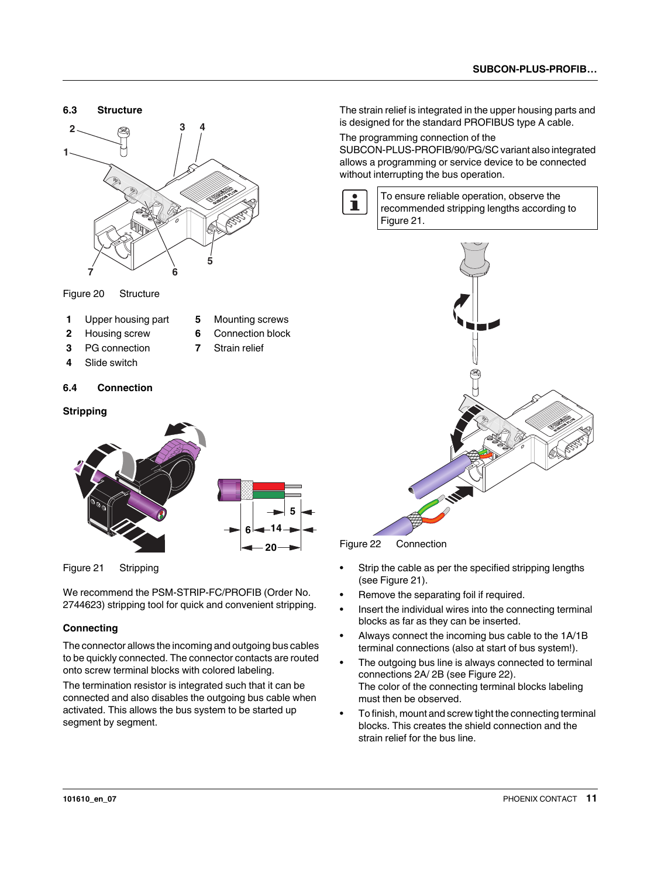## 6.3 Structure

Figure 20 Structure

| | | | |
|---|---|---|---|
| **1** | Upper housing part | **5** | Mounting screws |
| **2** | Housing screw | **6** | Connection block |
| **3** | PG connection | **7** | Strain relief |
| **4** | Slide switch | | |

## 6.4 Connection

### Stripping

Figure 21 Stripping

We recommend the PSM-STRIP-FC/PROFIB (Order No. 2744623) stripping tool for quick and convenient stripping.

### Connecting

The connector allows the incoming and outgoing bus cables to be quickly connected. The connector contacts are routed onto screw terminal blocks with colored labeling.

The termination resistor is integrated such that it can be connected and also disables the outgoing bus cable when activated. This allows the bus system to be started up segment by segment.

The strain relief is integrated in the upper housing parts and is designed for the standard PROFIBUS type A cable.

The programming connection of the SUBCON-PLUS-PROFIB/90/PG/SC variant also integrated allows a programming or service device to be connected without interrupting the bus operation.

> To ensure reliable operation, observe the recommended stripping lengths according to Figure 21.

Figure 22 Connection

- Strip the cable as per the specified stripping lengths (see Figure 21).
- Remove the separating foil if required.
- Insert the individual wires into the connecting terminal blocks as far as they can be inserted.
- Always connect the incoming bus cable to the 1A/1B terminal connections (also at start of bus system!).
- The outgoing bus line is always connected to terminal connections 2A/ 2B (see Figure 22).
  The color of the connecting terminal blocks labeling must then be observed.
- To finish, mount and screw tight the connecting terminal blocks. This creates the shield connection and the strain relief for the bus line.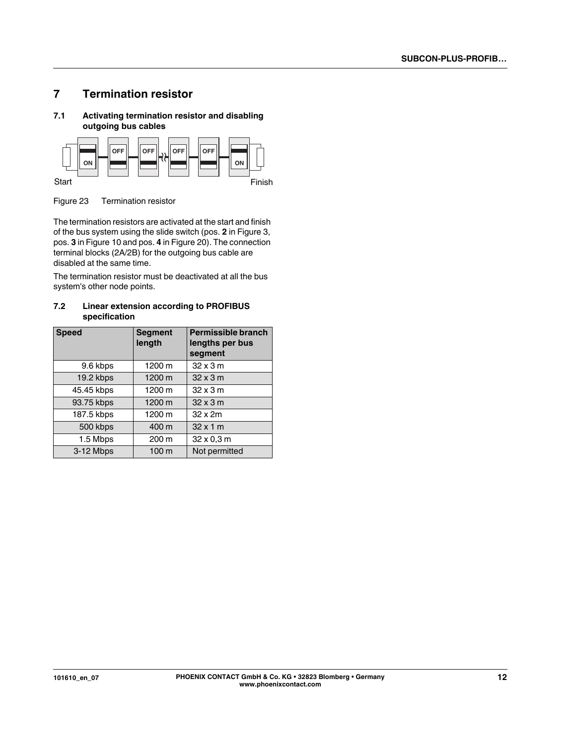# 7 Termination resistor

## 7.1 Activating termination resistor and disabling outgoing bus cables

ON OFF OFF OFF OFF ON

Start

Finish

Figure 23 Termination resistor

The termination resistors are activated at the start and finish of the bus system using the slide switch (pos. **2** in Figure 3, pos. **3** in Figure 10 and pos. **4** in Figure 20). The connection terminal blocks (2A/2B) for the outgoing bus cable are disabled at the same time.

The termination resistor must be deactivated at all the bus system's other node points.

## 7.2 Linear extension according to PROFIBUS specification

| Speed | Segment length | Permissible branch lengths per bus segment |
|---|---|---|
| 9.6 kbps | 1200 m | 32 x 3 m |
| 19.2 kbps | 1200 m | 32 x 3 m |
| 45.45 kbps | 1200 m | 32 x 3 m |
| 93.75 kbps | 1200 m | 32 x 3 m |
| 187.5 kbps | 1200 m | 32 x 2m |
| 500 kbps | 400 m | 32 x 1 m |
| 1.5 Mbps | 200 m | 32 x 0,3 m |
| 3-12 Mbps | 100 m | Not permitted |